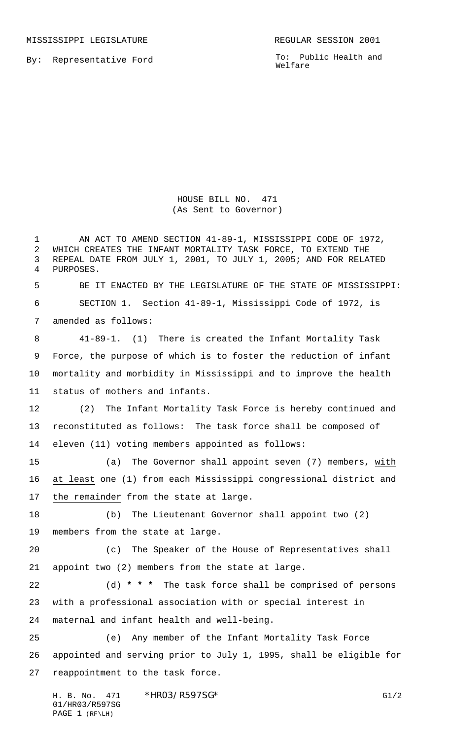MISSISSIPPI LEGISLATURE REGULAR SESSION 2001

By: Representative Ford

To: Public Health and Welfare

HOUSE BILL NO. 471
(As Sent to Governor)

AN ACT TO AMEND SECTION 41-89-1, MISSISSIPPI CODE OF 1972, WHICH CREATES THE INFANT MORTALITY TASK FORCE, TO EXTEND THE REPEAL DATE FROM JULY 1, 2001, TO JULY 1, 2005; AND FOR RELATED PURPOSES.

BE IT ENACTED BY THE LEGISLATURE OF THE STATE OF MISSISSIPPI:

SECTION 1. Section 41-89-1, Mississippi Code of 1972, is amended as follows:

41-89-1. (1) There is created the Infant Mortality Task Force, the purpose of which is to foster the reduction of infant mortality and morbidity in Mississippi and to improve the health status of mothers and infants.

(2) The Infant Mortality Task Force is hereby continued and reconstituted as follows: The task force shall be composed of eleven (11) voting members appointed as follows:

(a) The Governor shall appoint seven (7) members, with at least one (1) from each Mississippi congressional district and the remainder from the state at large.

(b) The Lieutenant Governor shall appoint two (2) members from the state at large.

(c) The Speaker of the House of Representatives shall appoint two (2) members from the state at large.

(d) * * * The task force shall be comprised of persons with a professional association with or special interest in maternal and infant health and well-being.

(e) Any member of the Infant Mortality Task Force appointed and serving prior to July 1, 1995, shall be eligible for reappointment to the task force.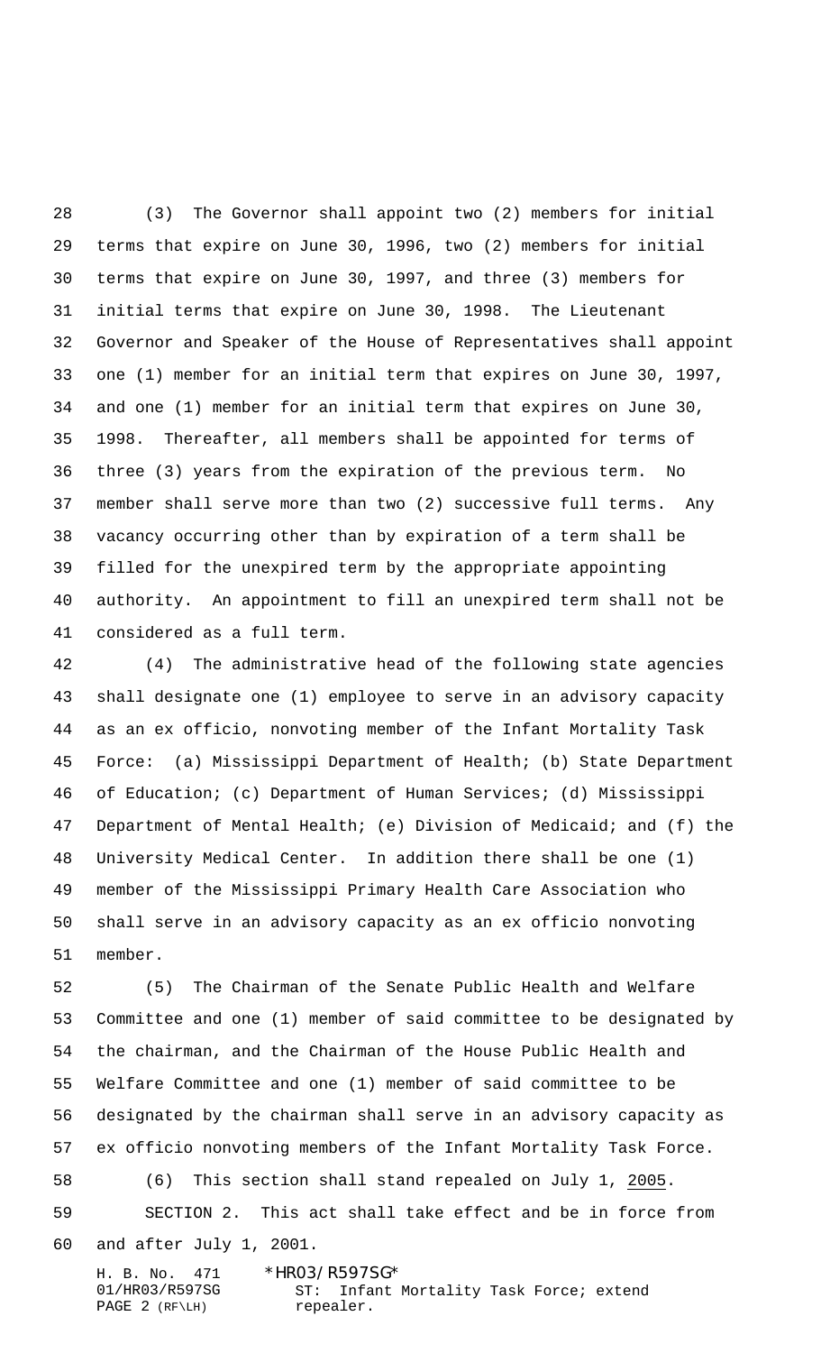(3) The Governor shall appoint two (2) members for initial terms that expire on June 30, 1996, two (2) members for initial terms that expire on June 30, 1997, and three (3) members for initial terms that expire on June 30, 1998. The Lieutenant Governor and Speaker of the House of Representatives shall appoint one (1) member for an initial term that expires on June 30, 1997, and one (1) member for an initial term that expires on June 30, 1998. Thereafter, all members shall be appointed for terms of three (3) years from the expiration of the previous term. No member shall serve more than two (2) successive full terms. Any vacancy occurring other than by expiration of a term shall be filled for the unexpired term by the appropriate appointing authority. An appointment to fill an unexpired term shall not be considered as a full term.

(4) The administrative head of the following state agencies shall designate one (1) employee to serve in an advisory capacity as an ex officio, nonvoting member of the Infant Mortality Task Force: (a) Mississippi Department of Health; (b) State Department of Education; (c) Department of Human Services; (d) Mississippi Department of Mental Health; (e) Division of Medicaid; and (f) the University Medical Center. In addition there shall be one (1) member of the Mississippi Primary Health Care Association who shall serve in an advisory capacity as an ex officio nonvoting member.

(5) The Chairman of the Senate Public Health and Welfare Committee and one (1) member of said committee to be designated by the chairman, and the Chairman of the House Public Health and Welfare Committee and one (1) member of said committee to be designated by the chairman shall serve in an advisory capacity as ex officio nonvoting members of the Infant Mortality Task Force.

(6) This section shall stand repealed on July 1, 2005.

SECTION 2. This act shall take effect and be in force from and after July 1, 2001.

ST: Infant Mortality Task Force; extend repealer.